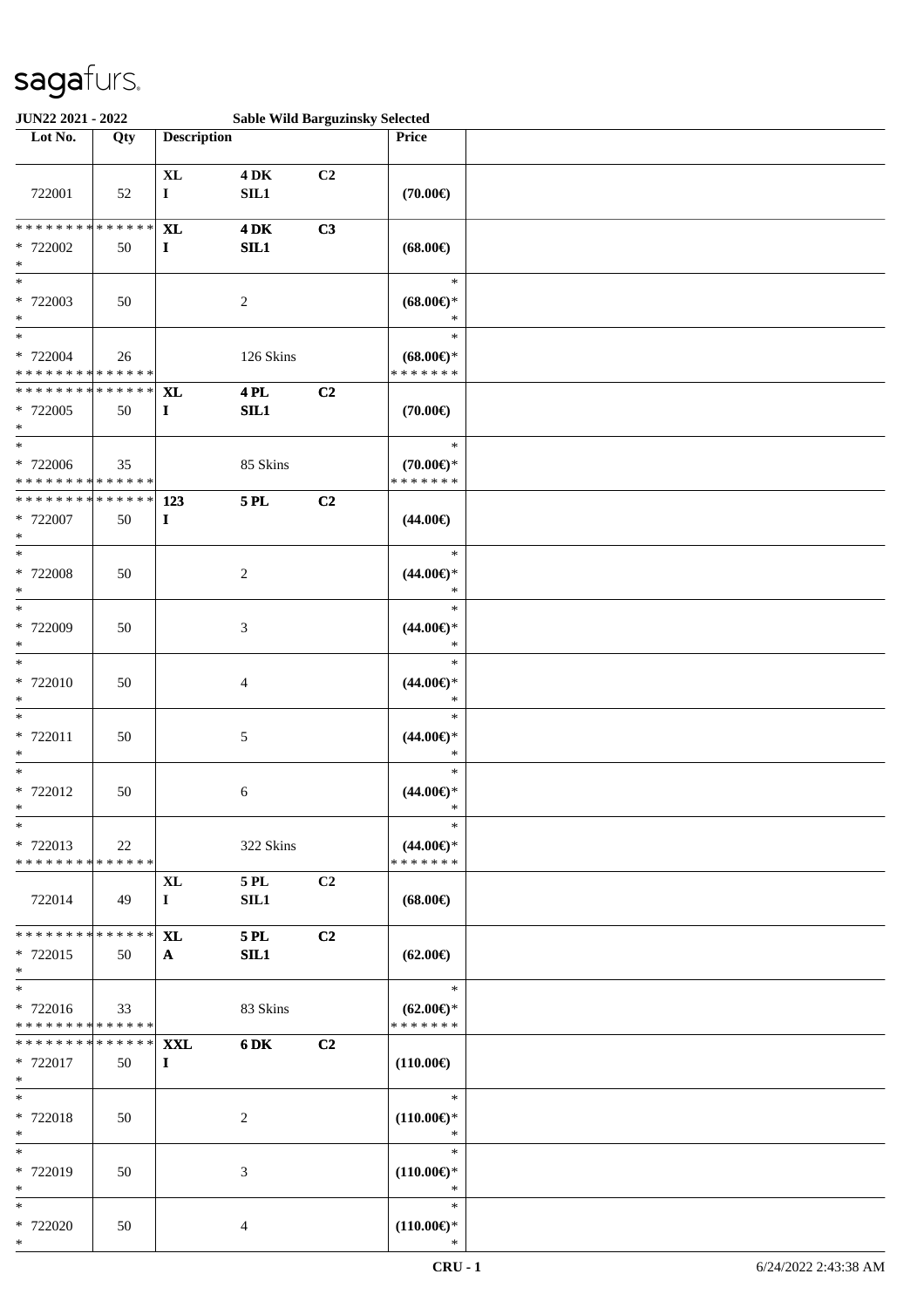sagafurs.

**JUN22 2021 - 2022** **Sable Wild Barguzinsky Selected**

| Lot No. | Qty | Description | | | Price | |
|---|---|---|---|---|---|---|
| 722001 | 52 | **XL** I | **4 DK** SIL1 | **C2** | **(70.00€)** | |
| * * * * * * * * * * * * * * * 722002 * | 50 | **XL** I | **4 DK** SIL1 | **C3** | **(68.00€)** | |
| * * 722003 * | 50 | | 2 | | * **(68.00€)*** * | |
| * * 722004 * * * * * * * * * * * * * * | 26 | | 126 Skins | | * **(68.00€)*** * * * * * * * | |
| * * * * * * * * * * * * * * * 722005 * | 50 | **XL** I | **4 PL** SIL1 | **C2** | **(70.00€)** | |
| * * 722006 * * * * * * * * * * * * * * | 35 | | 85 Skins | | * **(70.00€)*** * * * * * * * | |
| * * * * * * * * * * * * * * * 722007 * | 50 | **123** I | **5 PL** | **C2** | **(44.00€)** | |
| * * 722008 * | 50 | | 2 | | * **(44.00€)*** * | |
| * * 722009 * | 50 | | 3 | | * **(44.00€)*** * | |
| * * 722010 * | 50 | | 4 | | * **(44.00€)*** * | |
| * * 722011 * | 50 | | 5 | | * **(44.00€)*** * | |
| * * 722012 * | 50 | | 6 | | * **(44.00€)*** * | |
| * * 722013 * * * * * * * * * * * * * * | 22 | | 322 Skins | | * **(44.00€)*** * * * * * * * | |
| 722014 | 49 | **XL** I | **5 PL** SIL1 | **C2** | **(68.00€)** | |
| * * * * * * * * * * * * * * * 722015 * | 50 | **XL** A | **5 PL** SIL1 | **C2** | **(62.00€)** | |
| * * 722016 * * * * * * * * * * * * * * | 33 | | 83 Skins | | * **(62.00€)*** * * * * * * * | |
| * * * * * * * * * * * * * * * 722017 * | 50 | **XXL** I | **6 DK** | **C2** | **(110.00€)** | |
| * * 722018 * | 50 | | 2 | | * **(110.00€)*** * | |
| * * 722019 * | 50 | | 3 | | * **(110.00€)*** * | |
| * * 722020 * | 50 | | 4 | | * **(110.00€)*** * | |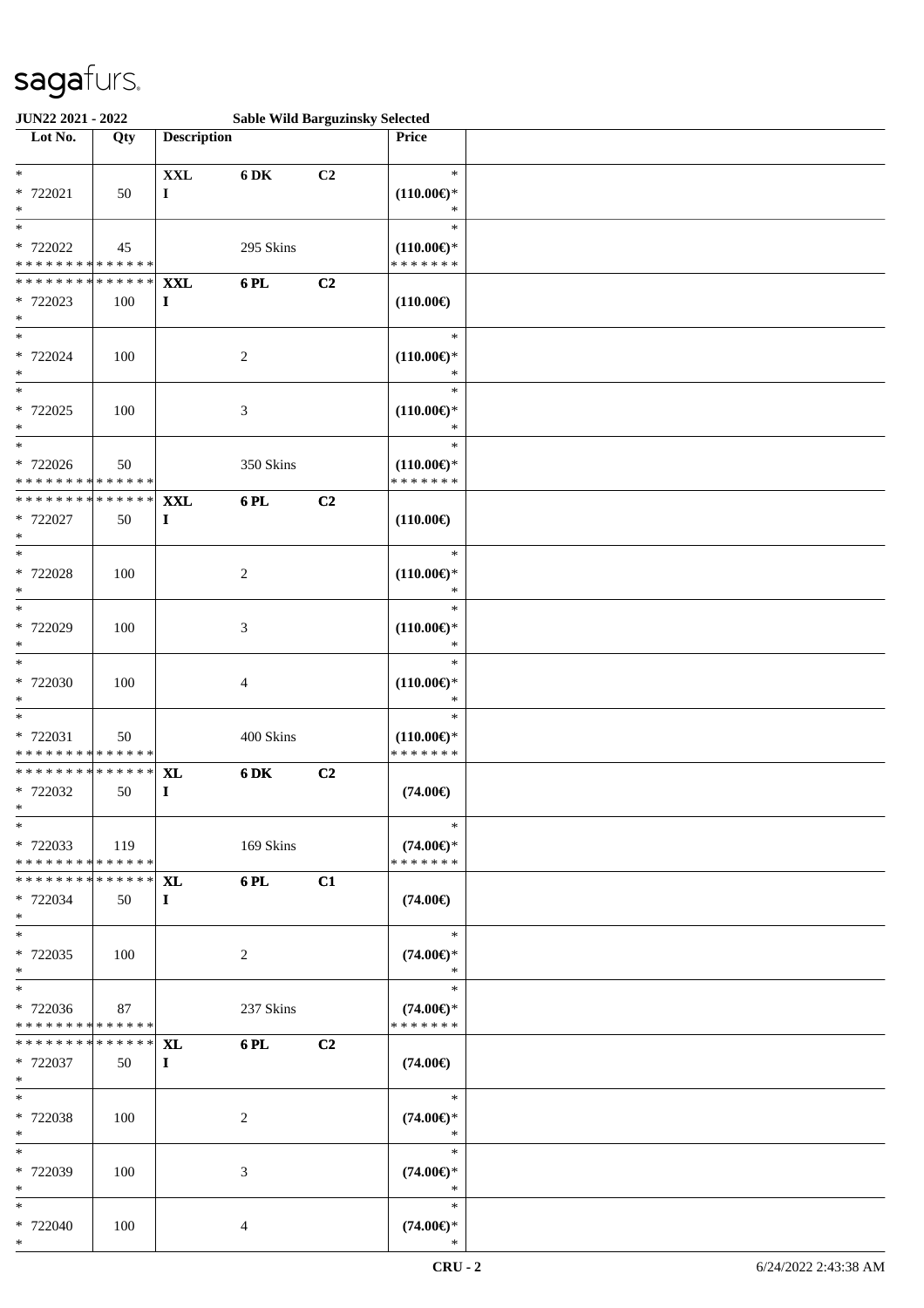sagafurs.

**JUN22 2021 - 2022 Sable Wild Barguzinsky Selected**

| Lot No. | Qty | Description | | | Price |
|---|---|---|---|---|---|
| * 722021 * | 50 | XXL I | 6 DK | C2 | * (110.00€)* * |
| * 722022 * * * * * * * * * * * * * * | 45 | | 295 Skins | | * (110.00€)* * * * * * * * |
| * * * * * * * * * * * * * * 722023 * | 100 | XXL I | 6 PL | C2 | (110.00€) |
| * 722024 * | 100 | | 2 | | * (110.00€)* * |
| * 722025 * | 100 | | 3 | | * (110.00€)* * |
| * 722026 * * * * * * * * * * * * * * | 50 | | 350 Skins | | * (110.00€)* * * * * * * * |
| * * * * * * * * * * * * * * 722027 * | 50 | XXL I | 6 PL | C2 | (110.00€) |
| * 722028 * | 100 | | 2 | | * (110.00€)* * |
| * 722029 * | 100 | | 3 | | * (110.00€)* * |
| * 722030 * | 100 | | 4 | | * (110.00€)* * |
| * 722031 * * * * * * * * * * * * * * | 50 | | 400 Skins | | * (110.00€)* * * * * * * * |
| * * * * * * * * * * * * * * 722032 * | 50 | XL I | 6 DK | C2 | (74.00€) |
| * 722033 * * * * * * * * * * * * * * | 119 | | 169 Skins | | * (74.00€)* * * * * * * * |
| * * * * * * * * * * * * * * 722034 * | 50 | XL I | 6 PL | C1 | (74.00€) |
| * 722035 * | 100 | | 2 | | * (74.00€)* * |
| * 722036 * * * * * * * * * * * * * * | 87 | | 237 Skins | | * (74.00€)* * * * * * * * |
| * * * * * * * * * * * * * * 722037 * | 50 | XL I | 6 PL | C2 | (74.00€) |
| * 722038 * | 100 | | 2 | | * (74.00€)* * |
| * 722039 * | 100 | | 3 | | * (74.00€)* * |
| * 722040 * | 100 | | 4 | | * (74.00€)* * |

CRU - 2 6/24/2022 2:43:38 AM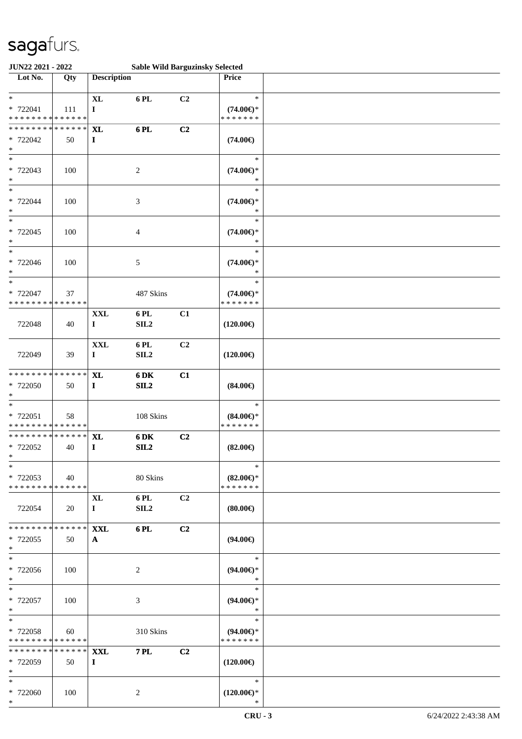**JUN22 2021 - 2022** **Sable Wild Barguzinsky Selected**

| Lot No. | Qty | Description | | | Price | |
|---|---|---|---|---|---|---|
| * | | XL | 6 PL | C2 | * | |
| * 722041 | 111 | I | | | (74.00€)* | |
| * * * * * * * * * * * * * * | | | | | * * * * * * * | |
| * * * * * * * * * * * * * * | | XL | 6 PL | C2 | | |
| * 722042 | 50 | I | | | (74.00€) | |
| * | | | | | | |
| * | | | | | * | |
| * 722043 | 100 | | 2 | | (74.00€)* | |
| * | | | | | * | |
| * | | | | | * | |
| * 722044 | 100 | | 3 | | (74.00€)* | |
| * | | | | | * | |
| * | | | | | * | |
| * 722045 | 100 | | 4 | | (74.00€)* | |
| * | | | | | * | |
| * | | | | | * | |
| * 722046 | 100 | | 5 | | (74.00€)* | |
| * | | | | | * | |
| * | | | | | * | |
| * 722047 | 37 | | 487 Skins | | (74.00€)* | |
| * * * * * * * * * * * * * * | | | | | * * * * * * * | |
| | | XXL | 6 PL | C1 | | |
| 722048 | 40 | I | SIL2 | | (120.00€) | |
| | | XXL | 6 PL | C2 | | |
| 722049 | 39 | I | SIL2 | | (120.00€) | |
| * * * * * * * * * * * * * * | | XL | 6 DK | C1 | | |
| * 722050 | 50 | I | SIL2 | | (84.00€) | |
| * | | | | | | |
| * | | | | | * | |
| * 722051 | 58 | | 108 Skins | | (84.00€)* | |
| * * * * * * * * * * * * * * | | | | | * * * * * * * | |
| * * * * * * * * * * * * * * | | XL | 6 DK | C2 | | |
| * 722052 | 40 | I | SIL2 | | (82.00€) | |
| * | | | | | | |
| * | | | | | * | |
| * 722053 | 40 | | 80 Skins | | (82.00€)* | |
| * * * * * * * * * * * * * * | | | | | * * * * * * * | |
| | | XL | 6 PL | C2 | | |
| 722054 | 20 | I | SIL2 | | (80.00€) | |
| * * * * * * * * * * * * * * | | XXL | 6 PL | C2 | | |
| * 722055 | 50 | A | | | (94.00€) | |
| * | | | | | | |
| * | | | | | * | |
| * 722056 | 100 | | 2 | | (94.00€)* | |
| * | | | | | * | |
| * | | | | | * | |
| * 722057 | 100 | | 3 | | (94.00€)* | |
| * | | | | | * | |
| * | | | | | * | |
| * 722058 | 60 | | 310 Skins | | (94.00€)* | |
| * * * * * * * * * * * * * * | | | | | * * * * * * * | |
| * * * * * * * * * * * * * * | | XXL | 7 PL | C2 | | |
| * 722059 | 50 | I | | | (120.00€) | |
| * | | | | | | |
| * | | | | | * | |
| * 722060 | 100 | | 2 | | (120.00€)* | |
| * | | | | | * | |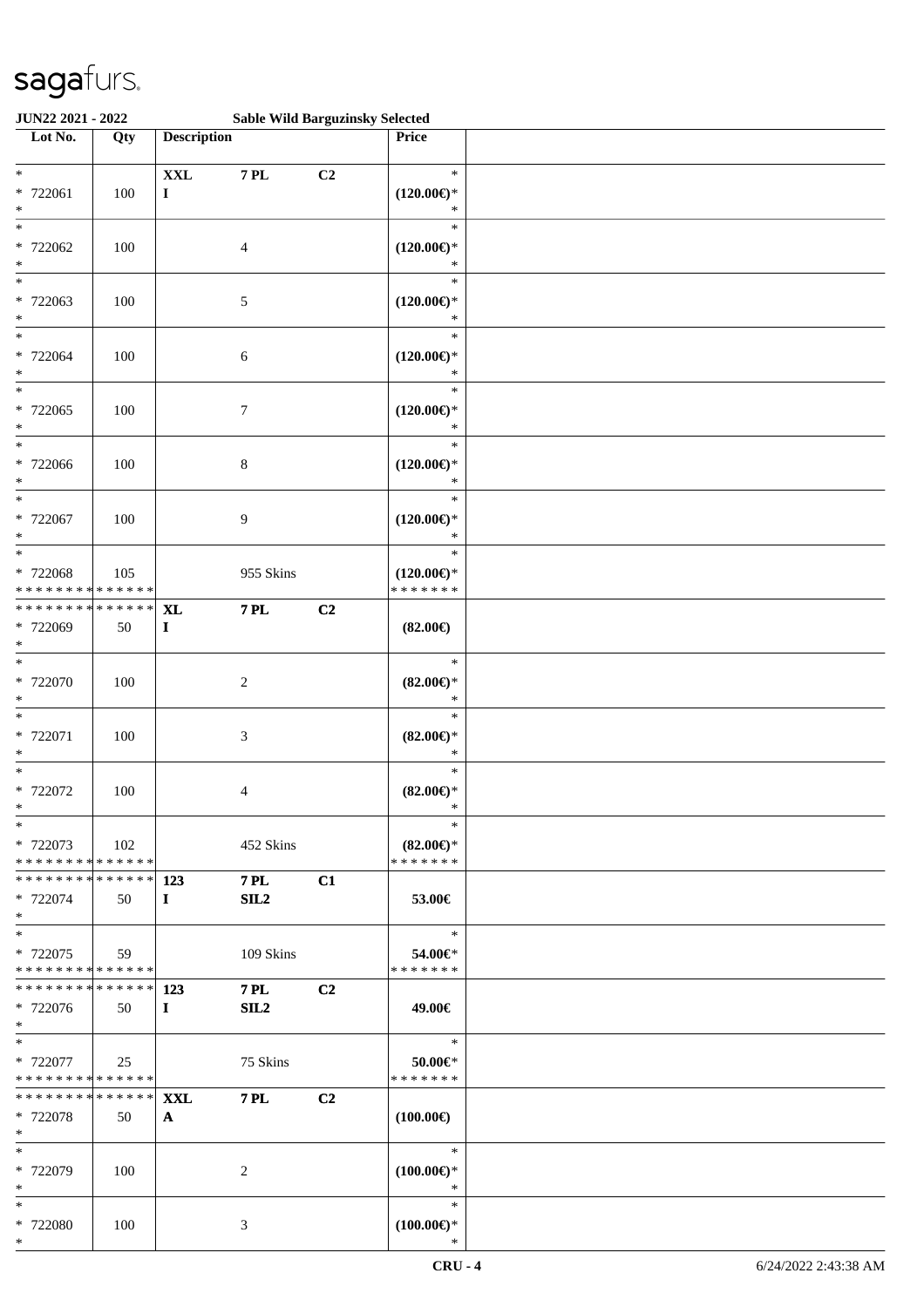**JUN22 2021 - 2022** **Sable Wild Barguzinsky Selected**

| Lot No. | Qty | Description | | | Price | |
|---|---|---|---|---|---|---|
| * | | **XXL** | **7 PL** | **C2** | * | |
| * 722061 | 100 | **I** | | | **(120.00€)*** | |
| * | | | | | * | |
| * | | | | | * | |
| * 722062 | 100 | | 4 | | **(120.00€)*** | |
| * | | | | | * | |
| * | | | | | * | |
| * 722063 | 100 | | 5 | | **(120.00€)*** | |
| * | | | | | * | |
| * | | | | | * | |
| * 722064 | 100 | | 6 | | **(120.00€)*** | |
| * | | | | | * | |
| * | | | | | * | |
| * 722065 | 100 | | 7 | | **(120.00€)*** | |
| * | | | | | * | |
| * | | | | | * | |
| * 722066 | 100 | | 8 | | **(120.00€)*** | |
| * | | | | | * | |
| * | | | | | * | |
| * 722067 | 100 | | 9 | | **(120.00€)*** | |
| * | | | | | * | |
| * | | | | | * | |
| * 722068 | 105 | | 955 Skins | | **(120.00€)*** | |
| * * * * * * * * * * * * * * | | | | | * * * * * * * | |
| * * * * * * * * * * * * * * | | **XL** | **7 PL** | **C2** | | |
| * 722069 | 50 | **I** | | | **(82.00€)** | |
| * | | | | | | |
| * | | | | | * | |
| * 722070 | 100 | | 2 | | **(82.00€)*** | |
| * | | | | | * | |
| * | | | | | * | |
| * 722071 | 100 | | 3 | | **(82.00€)*** | |
| * | | | | | * | |
| * | | | | | * | |
| * 722072 | 100 | | 4 | | **(82.00€)*** | |
| * | | | | | * | |
| * | | | | | * | |
| * 722073 | 102 | | 452 Skins | | **(82.00€)*** | |
| * * * * * * * * * * * * * * | | | | | * * * * * * * | |
| * * * * * * * * * * * * * * | | **123** | **7 PL** | **C1** | | |
| * 722074 | 50 | **I** | **SIL2** | | **53.00€** | |
| * | | | | | | |
| * | | | | | * | |
| * 722075 | 59 | | 109 Skins | | **54.00€*** | |
| * * * * * * * * * * * * * * | | | | | * * * * * * * | |
| * * * * * * * * * * * * * * | | **123** | **7 PL** | **C2** | | |
| * 722076 | 50 | **I** | **SIL2** | | **49.00€** | |
| * | | | | | | |
| * | | | | | * | |
| * 722077 | 25 | | 75 Skins | | **50.00€*** | |
| * * * * * * * * * * * * * * | | | | | * * * * * * * | |
| * * * * * * * * * * * * * * | | **XXL** | **7 PL** | **C2** | | |
| * 722078 | 50 | **A** | | | **(100.00€)** | |
| * | | | | | | |
| * | | | | | * | |
| * 722079 | 100 | | 2 | | **(100.00€)*** | |
| * | | | | | * | |
| * | | | | | * | |
| * 722080 | 100 | | 3 | | **(100.00€)*** | |
| * | | | | | * | |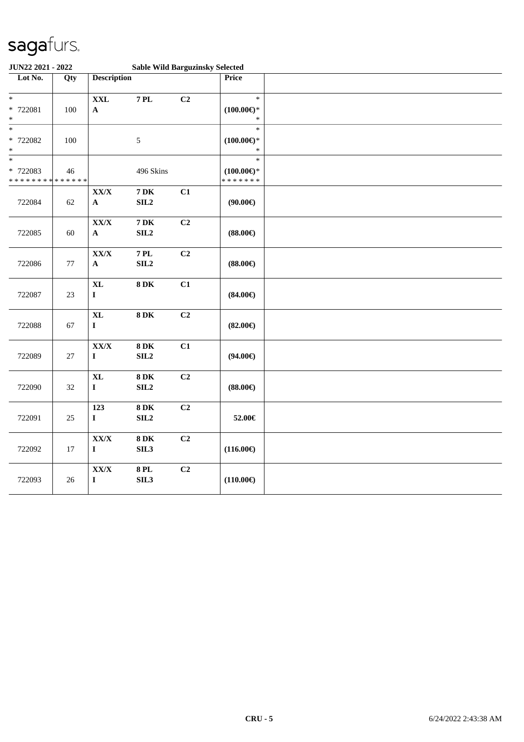sagafurs.

**JUN22 2021 - 2022** **Sable Wild Barguzinsky Selected**

| Lot No. | Qty | Description | | | Price | |
|---|---|---|---|---|---|---|
| *<br>* 722081<br>* | 100 | **XXL**<br>**A** | **7 PL** | **C2** | *<br>**(100.00€)***<br>* | |
| *<br>* 722082<br>* | 100 | | 5 | | *<br>**(100.00€)***<br>* | |
| *<br>* 722083<br>* * * * * * * * * * * * * * | 46 | | 496 Skins | | *<br>**(100.00€)***<br>* * * * * * * | |
| 722084 | 62 | **XX/X**<br>**A** | **7 DK**<br>**SIL2** | **C1** | **(90.00€)** | |
| 722085 | 60 | **XX/X**<br>**A** | **7 DK**<br>**SIL2** | **C2** | **(88.00€)** | |
| 722086 | 77 | **XX/X**<br>**A** | **7 PL**<br>**SIL2** | **C2** | **(88.00€)** | |
| 722087 | 23 | **XL**<br>**I** | **8 DK** | **C1** | **(84.00€)** | |
| 722088 | 67 | **XL**<br>**I** | **8 DK** | **C2** | **(82.00€)** | |
| 722089 | 27 | **XX/X**<br>**I** | **8 DK**<br>**SIL2** | **C1** | **(94.00€)** | |
| 722090 | 32 | **XL**<br>**I** | **8 DK**<br>**SIL2** | **C2** | **(88.00€)** | |
| 722091 | 25 | **123**<br>**I** | **8 DK**<br>**SIL2** | **C2** | **52.00€** | |
| 722092 | 17 | **XX/X**<br>**I** | **8 DK**<br>**SIL3** | **C2** | **(116.00€)** | |
| 722093 | 26 | **XX/X**<br>**I** | **8 PL**<br>**SIL3** | **C2** | **(110.00€)** | |

**CRU - 5** 6/24/2022 2:43:38 AM